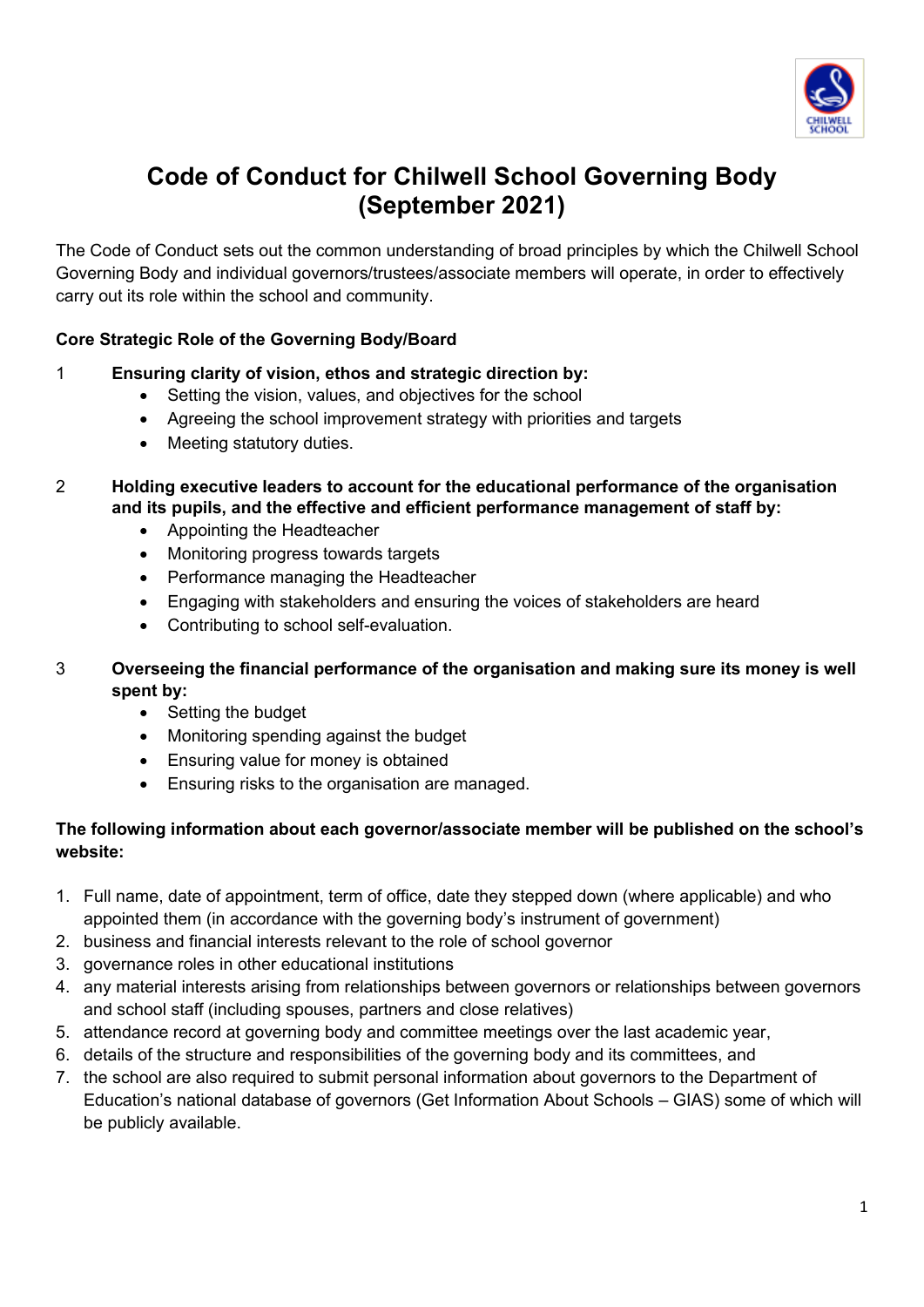# Code of Conduct for Chilwell School Governing Body (September 2021)

The Code of Conduct sets out the common understanding of broad principles by which the Chilwell School Governing Body and individual governors/trustees/associate members will operate, in order to effectively carry out its role within the school and community.

**Core Strategic Role of the Governing Body/Board**

1 **Ensuring clarity of vision, ethos and strategic direction by:**
- Setting the vision, values, and objectives for the school
- Agreeing the school improvement strategy with priorities and targets
- Meeting statutory duties.

2 **Holding executive leaders to account for the educational performance of the organisation and its pupils, and the effective and efficient performance management of staff by:**
- Appointing the Headteacher
- Monitoring progress towards targets
- Performance managing the Headteacher
- Engaging with stakeholders and ensuring the voices of stakeholders are heard
- Contributing to school self-evaluation.

3 **Overseeing the financial performance of the organisation and making sure its money is well spent by:**
- Setting the budget
- Monitoring spending against the budget
- Ensuring value for money is obtained
- Ensuring risks to the organisation are managed.

**The following information about each governor/associate member will be published on the school's website:**

1. Full name, date of appointment, term of office, date they stepped down (where applicable) and who appointed them (in accordance with the governing body's instrument of government)
2. business and financial interests relevant to the role of school governor
3. governance roles in other educational institutions
4. any material interests arising from relationships between governors or relationships between governors and school staff (including spouses, partners and close relatives)
5. attendance record at governing body and committee meetings over the last academic year,
6. details of the structure and responsibilities of the governing body and its committees, and
7. the school are also required to submit personal information about governors to the Department of Education's national database of governors (Get Information About Schools – GIAS) some of which will be publicly available.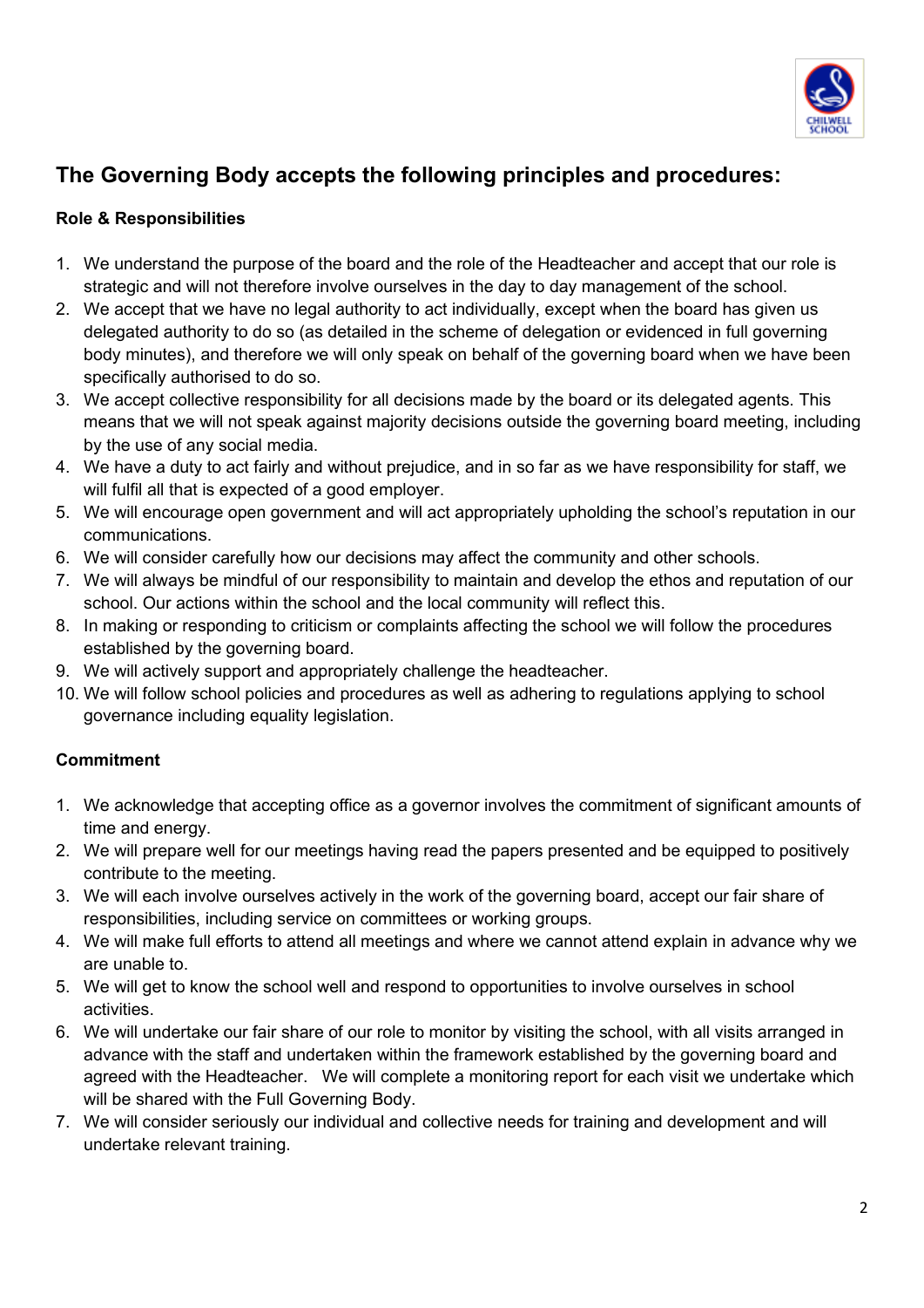## The Governing Body accepts the following principles and procedures:

### Role & Responsibilities

1. We understand the purpose of the board and the role of the Headteacher and accept that our role is strategic and will not therefore involve ourselves in the day to day management of the school.
2. We accept that we have no legal authority to act individually, except when the board has given us delegated authority to do so (as detailed in the scheme of delegation or evidenced in full governing body minutes), and therefore we will only speak on behalf of the governing board when we have been specifically authorised to do so.
3. We accept collective responsibility for all decisions made by the board or its delegated agents. This means that we will not speak against majority decisions outside the governing board meeting, including by the use of any social media.
4. We have a duty to act fairly and without prejudice, and in so far as we have responsibility for staff, we will fulfil all that is expected of a good employer.
5. We will encourage open government and will act appropriately upholding the school's reputation in our communications.
6. We will consider carefully how our decisions may affect the community and other schools.
7. We will always be mindful of our responsibility to maintain and develop the ethos and reputation of our school. Our actions within the school and the local community will reflect this.
8. In making or responding to criticism or complaints affecting the school we will follow the procedures established by the governing board.
9. We will actively support and appropriately challenge the headteacher.
10. We will follow school policies and procedures as well as adhering to regulations applying to school governance including equality legislation.

### Commitment

1. We acknowledge that accepting office as a governor involves the commitment of significant amounts of time and energy.
2. We will prepare well for our meetings having read the papers presented and be equipped to positively contribute to the meeting.
3. We will each involve ourselves actively in the work of the governing board, accept our fair share of responsibilities, including service on committees or working groups.
4. We will make full efforts to attend all meetings and where we cannot attend explain in advance why we are unable to.
5. We will get to know the school well and respond to opportunities to involve ourselves in school activities.
6. We will undertake our fair share of our role to monitor by visiting the school, with all visits arranged in advance with the staff and undertaken within the framework established by the governing board and agreed with the Headteacher. We will complete a monitoring report for each visit we undertake which will be shared with the Full Governing Body.
7. We will consider seriously our individual and collective needs for training and development and will undertake relevant training.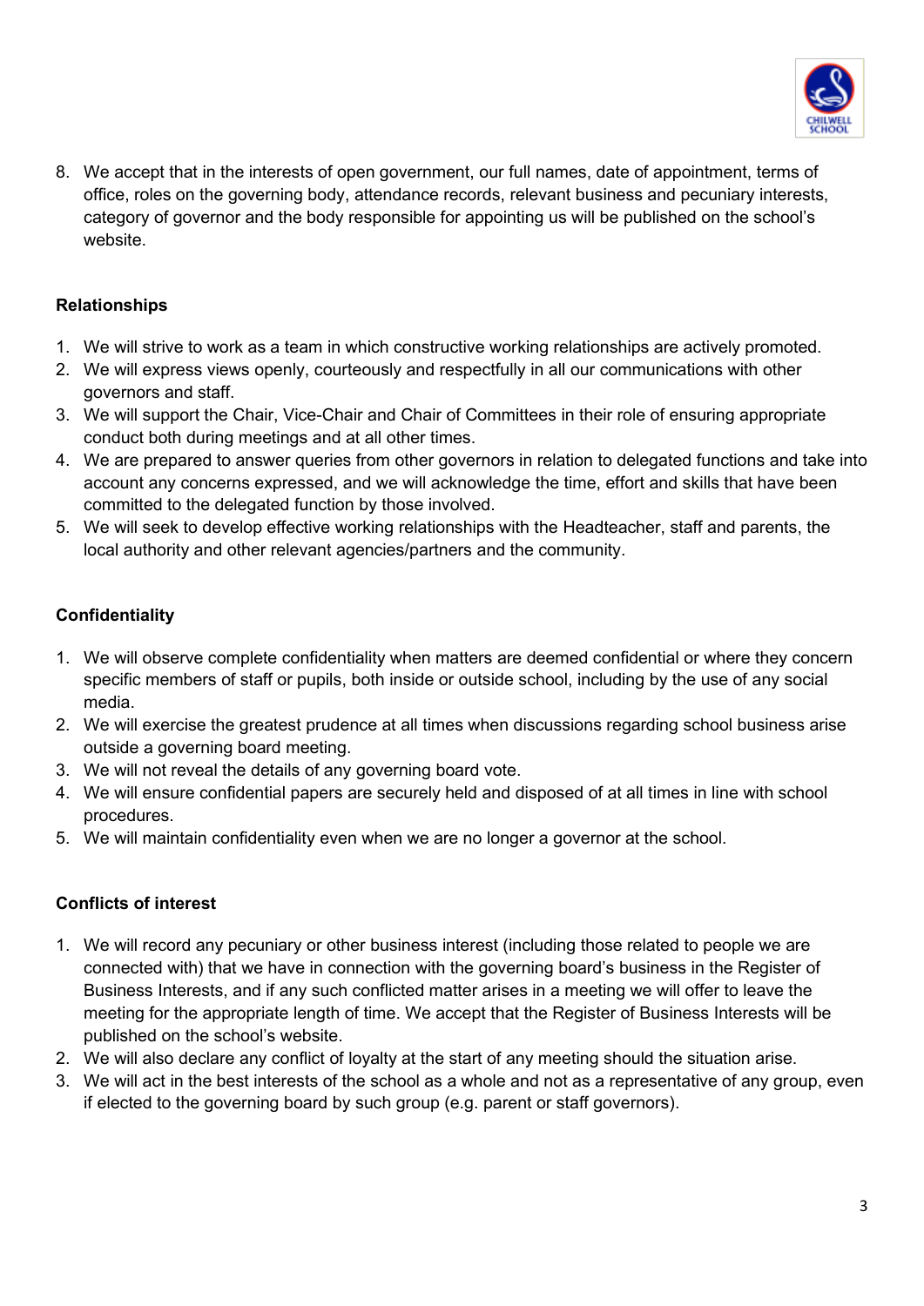8. We accept that in the interests of open government, our full names, date of appointment, terms of office, roles on the governing body, attendance records, relevant business and pecuniary interests, category of governor and the body responsible for appointing us will be published on the school's website.

**Relationships**

1. We will strive to work as a team in which constructive working relationships are actively promoted.
2. We will express views openly, courteously and respectfully in all our communications with other governors and staff.
3. We will support the Chair, Vice-Chair and Chair of Committees in their role of ensuring appropriate conduct both during meetings and at all other times.
4. We are prepared to answer queries from other governors in relation to delegated functions and take into account any concerns expressed, and we will acknowledge the time, effort and skills that have been committed to the delegated function by those involved.
5. We will seek to develop effective working relationships with the Headteacher, staff and parents, the local authority and other relevant agencies/partners and the community.

**Confidentiality**

1. We will observe complete confidentiality when matters are deemed confidential or where they concern specific members of staff or pupils, both inside or outside school, including by the use of any social media.
2. We will exercise the greatest prudence at all times when discussions regarding school business arise outside a governing board meeting.
3. We will not reveal the details of any governing board vote.
4. We will ensure confidential papers are securely held and disposed of at all times in line with school procedures.
5. We will maintain confidentiality even when we are no longer a governor at the school.

**Conflicts of interest**

1. We will record any pecuniary or other business interest (including those related to people we are connected with) that we have in connection with the governing board's business in the Register of Business Interests, and if any such conflicted matter arises in a meeting we will offer to leave the meeting for the appropriate length of time. We accept that the Register of Business Interests will be published on the school's website.
2. We will also declare any conflict of loyalty at the start of any meeting should the situation arise.
3. We will act in the best interests of the school as a whole and not as a representative of any group, even if elected to the governing board by such group (e.g. parent or staff governors).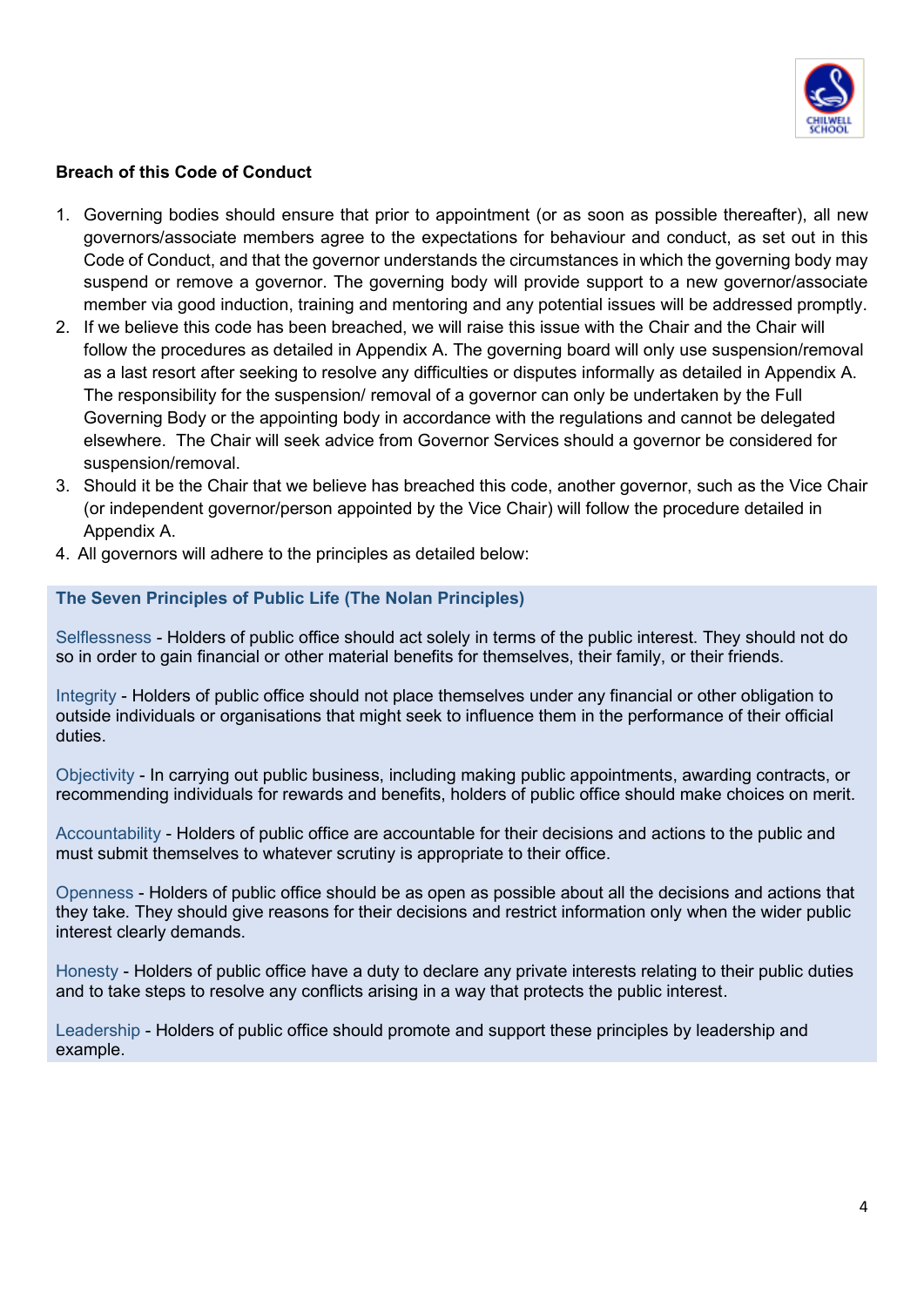**Breach of this Code of Conduct**

1. Governing bodies should ensure that prior to appointment (or as soon as possible thereafter), all new governors/associate members agree to the expectations for behaviour and conduct, as set out in this Code of Conduct, and that the governor understands the circumstances in which the governing body may suspend or remove a governor. The governing body will provide support to a new governor/associate member via good induction, training and mentoring and any potential issues will be addressed promptly.
2. If we believe this code has been breached, we will raise this issue with the Chair and the Chair will follow the procedures as detailed in Appendix A. The governing board will only use suspension/removal as a last resort after seeking to resolve any difficulties or disputes informally as detailed in Appendix A. The responsibility for the suspension/ removal of a governor can only be undertaken by the Full Governing Body or the appointing body in accordance with the regulations and cannot be delegated elsewhere. The Chair will seek advice from Governor Services should a governor be considered for suspension/removal.
3. Should it be the Chair that we believe has breached this code, another governor, such as the Vice Chair (or independent governor/person appointed by the Vice Chair) will follow the procedure detailed in Appendix A.
4. All governors will adhere to the principles as detailed below:

**The Seven Principles of Public Life (The Nolan Principles)**

Selflessness - Holders of public office should act solely in terms of the public interest. They should not do so in order to gain financial or other material benefits for themselves, their family, or their friends.

Integrity - Holders of public office should not place themselves under any financial or other obligation to outside individuals or organisations that might seek to influence them in the performance of their official duties.

Objectivity - In carrying out public business, including making public appointments, awarding contracts, or recommending individuals for rewards and benefits, holders of public office should make choices on merit.

Accountability - Holders of public office are accountable for their decisions and actions to the public and must submit themselves to whatever scrutiny is appropriate to their office.

Openness - Holders of public office should be as open as possible about all the decisions and actions that they take. They should give reasons for their decisions and restrict information only when the wider public interest clearly demands.

Honesty - Holders of public office have a duty to declare any private interests relating to their public duties and to take steps to resolve any conflicts arising in a way that protects the public interest.

Leadership - Holders of public office should promote and support these principles by leadership and example.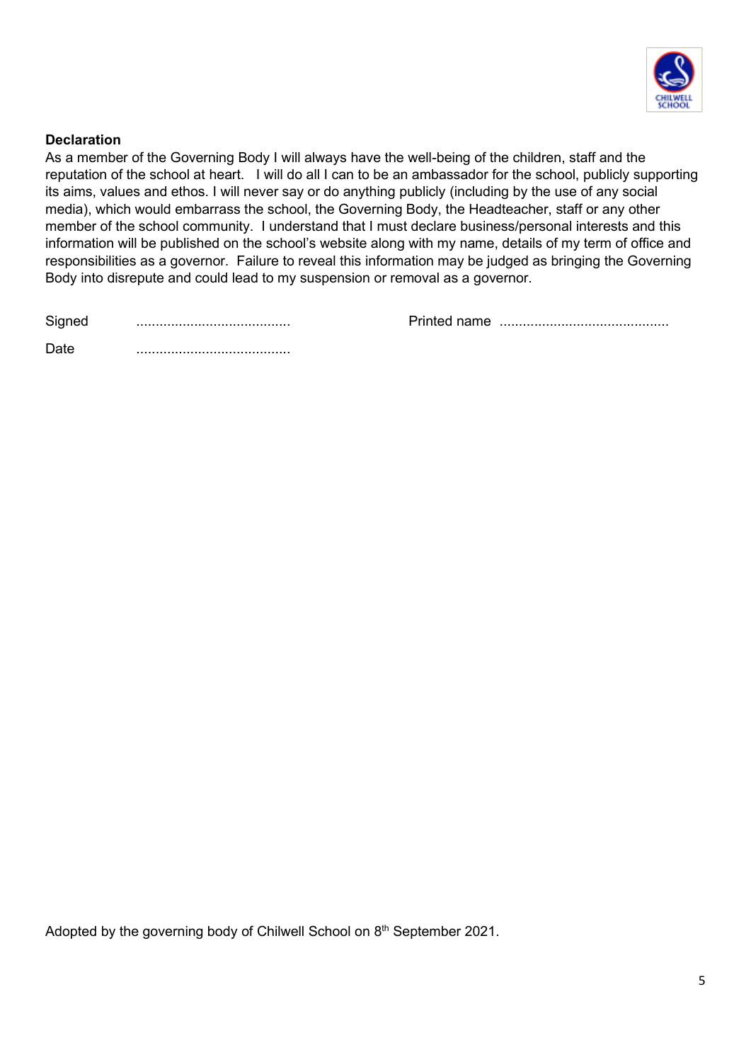**Declaration**

As a member of the Governing Body I will always have the well-being of the children, staff and the reputation of the school at heart. I will do all I can to be an ambassador for the school, publicly supporting its aims, values and ethos. I will never say or do anything publicly (including by the use of any social media), which would embarrass the school, the Governing Body, the Headteacher, staff or any other member of the school community. I understand that I must declare business/personal interests and this information will be published on the school's website along with my name, details of my term of office and responsibilities as a governor. Failure to reveal this information may be judged as bringing the Governing Body into disrepute and could lead to my suspension or removal as a governor.

Signed ........................................ Printed name ............................................

Date ........................................

Adopted by the governing body of Chilwell School on 8th September 2021.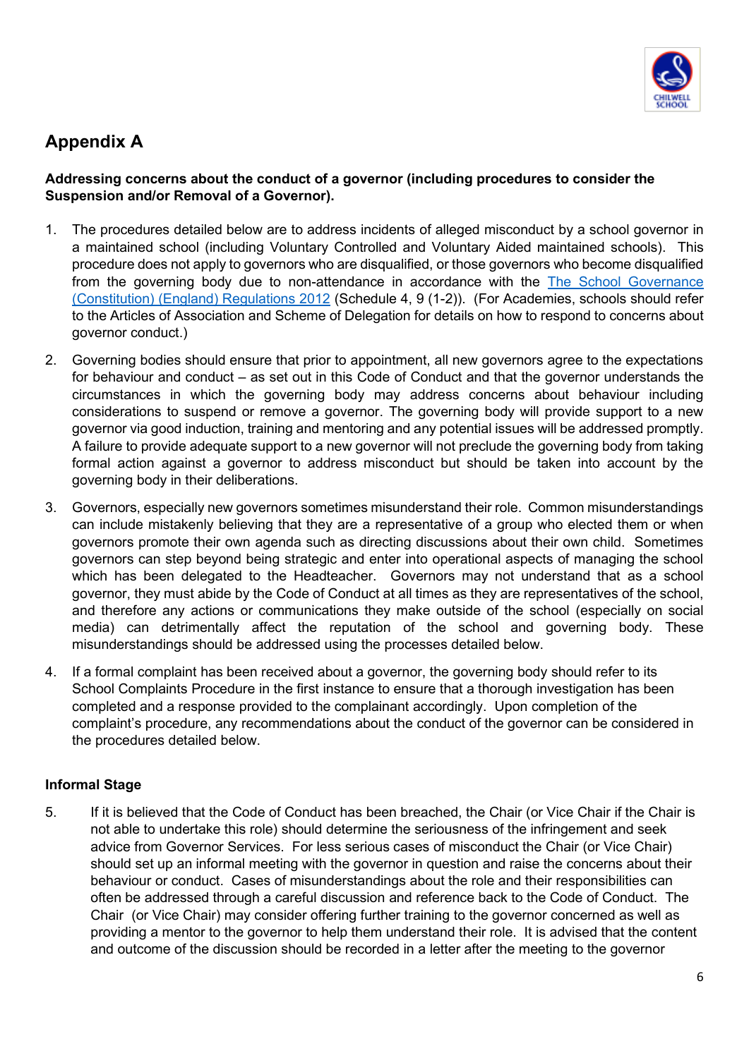## Appendix A

**Addressing concerns about the conduct of a governor (including procedures to consider the Suspension and/or Removal of a Governor).**

1. The procedures detailed below are to address incidents of alleged misconduct by a school governor in a maintained school (including Voluntary Controlled and Voluntary Aided maintained schools). This procedure does not apply to governors who are disqualified, or those governors who become disqualified from the governing body due to non-attendance in accordance with the [The School Governance (Constitution) (England) Regulations 2012](#) (Schedule 4, 9 (1-2)). (For Academies, schools should refer to the Articles of Association and Scheme of Delegation for details on how to respond to concerns about governor conduct.)

2. Governing bodies should ensure that prior to appointment, all new governors agree to the expectations for behaviour and conduct – as set out in this Code of Conduct and that the governor understands the circumstances in which the governing body may address concerns about behaviour including considerations to suspend or remove a governor. The governing body will provide support to a new governor via good induction, training and mentoring and any potential issues will be addressed promptly. A failure to provide adequate support to a new governor will not preclude the governing body from taking formal action against a governor to address misconduct but should be taken into account by the governing body in their deliberations.

3. Governors, especially new governors sometimes misunderstand their role. Common misunderstandings can include mistakenly believing that they are a representative of a group who elected them or when governors promote their own agenda such as directing discussions about their own child. Sometimes governors can step beyond being strategic and enter into operational aspects of managing the school which has been delegated to the Headteacher. Governors may not understand that as a school governor, they must abide by the Code of Conduct at all times as they are representatives of the school, and therefore any actions or communications they make outside of the school (especially on social media) can detrimentally affect the reputation of the school and governing body. These misunderstandings should be addressed using the processes detailed below.

4. If a formal complaint has been received about a governor, the governing body should refer to its School Complaints Procedure in the first instance to ensure that a thorough investigation has been completed and a response provided to the complainant accordingly. Upon completion of the complaint's procedure, any recommendations about the conduct of the governor can be considered in the procedures detailed below.

### Informal Stage

5. If it is believed that the Code of Conduct has been breached, the Chair (or Vice Chair if the Chair is not able to undertake this role) should determine the seriousness of the infringement and seek advice from Governor Services. For less serious cases of misconduct the Chair (or Vice Chair) should set up an informal meeting with the governor in question and raise the concerns about their behaviour or conduct. Cases of misunderstandings about the role and their responsibilities can often be addressed through a careful discussion and reference back to the Code of Conduct. The Chair (or Vice Chair) may consider offering further training to the governor concerned as well as providing a mentor to the governor to help them understand their role. It is advised that the content and outcome of the discussion should be recorded in a letter after the meeting to the governor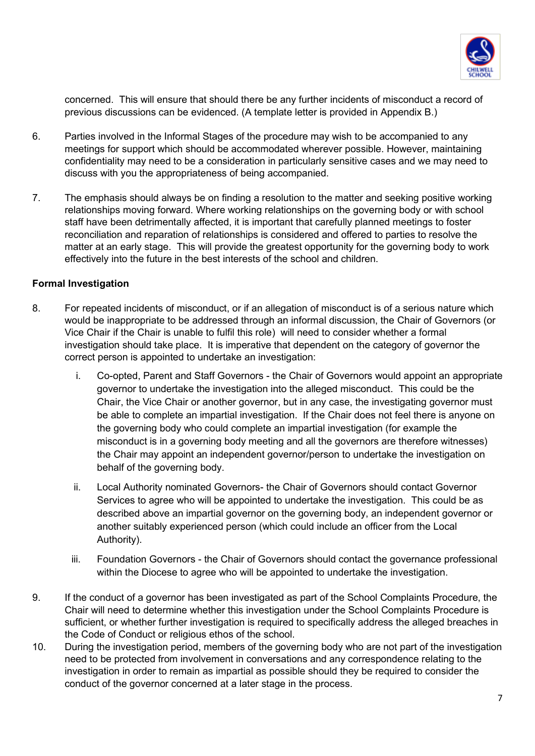concerned. This will ensure that should there be any further incidents of misconduct a record of previous discussions can be evidenced. (A template letter is provided in Appendix B.)

6. Parties involved in the Informal Stages of the procedure may wish to be accompanied to any meetings for support which should be accommodated wherever possible. However, maintaining confidentiality may need to be a consideration in particularly sensitive cases and we may need to discuss with you the appropriateness of being accompanied.

7. The emphasis should always be on finding a resolution to the matter and seeking positive working relationships moving forward. Where working relationships on the governing body or with school staff have been detrimentally affected, it is important that carefully planned meetings to foster reconciliation and reparation of relationships is considered and offered to parties to resolve the matter at an early stage. This will provide the greatest opportunity for the governing body to work effectively into the future in the best interests of the school and children.

**Formal Investigation**

8. For repeated incidents of misconduct, or if an allegation of misconduct is of a serious nature which would be inappropriate to be addressed through an informal discussion, the Chair of Governors (or Vice Chair if the Chair is unable to fulfil this role) will need to consider whether a formal investigation should take place. It is imperative that dependent on the category of governor the correct person is appointed to undertake an investigation:

   i. Co-opted, Parent and Staff Governors - the Chair of Governors would appoint an appropriate governor to undertake the investigation into the alleged misconduct. This could be the Chair, the Vice Chair or another governor, but in any case, the investigating governor must be able to complete an impartial investigation. If the Chair does not feel there is anyone on the governing body who could complete an impartial investigation (for example the misconduct is in a governing body meeting and all the governors are therefore witnesses) the Chair may appoint an independent governor/person to undertake the investigation on behalf of the governing body.

   ii. Local Authority nominated Governors- the Chair of Governors should contact Governor Services to agree who will be appointed to undertake the investigation. This could be as described above an impartial governor on the governing body, an independent governor or another suitably experienced person (which could include an officer from the Local Authority).

   iii. Foundation Governors - the Chair of Governors should contact the governance professional within the Diocese to agree who will be appointed to undertake the investigation.

9. If the conduct of a governor has been investigated as part of the School Complaints Procedure, the Chair will need to determine whether this investigation under the School Complaints Procedure is sufficient, or whether further investigation is required to specifically address the alleged breaches in the Code of Conduct or religious ethos of the school.

10. During the investigation period, members of the governing body who are not part of the investigation need to be protected from involvement in conversations and any correspondence relating to the investigation in order to remain as impartial as possible should they be required to consider the conduct of the governor concerned at a later stage in the process.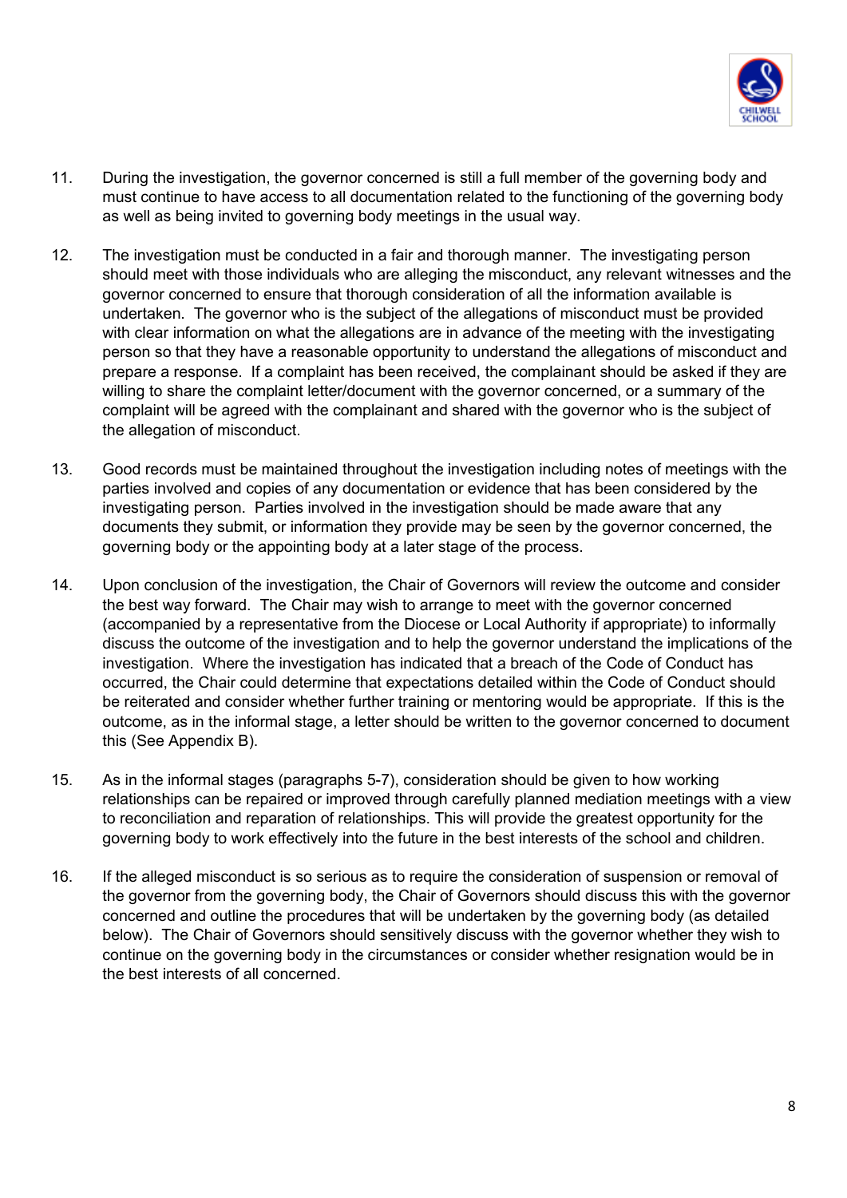11. During the investigation, the governor concerned is still a full member of the governing body and must continue to have access to all documentation related to the functioning of the governing body as well as being invited to governing body meetings in the usual way.

12. The investigation must be conducted in a fair and thorough manner. The investigating person should meet with those individuals who are alleging the misconduct, any relevant witnesses and the governor concerned to ensure that thorough consideration of all the information available is undertaken. The governor who is the subject of the allegations of misconduct must be provided with clear information on what the allegations are in advance of the meeting with the investigating person so that they have a reasonable opportunity to understand the allegations of misconduct and prepare a response. If a complaint has been received, the complainant should be asked if they are willing to share the complaint letter/document with the governor concerned, or a summary of the complaint will be agreed with the complainant and shared with the governor who is the subject of the allegation of misconduct.

13. Good records must be maintained throughout the investigation including notes of meetings with the parties involved and copies of any documentation or evidence that has been considered by the investigating person. Parties involved in the investigation should be made aware that any documents they submit, or information they provide may be seen by the governor concerned, the governing body or the appointing body at a later stage of the process.

14. Upon conclusion of the investigation, the Chair of Governors will review the outcome and consider the best way forward. The Chair may wish to arrange to meet with the governor concerned (accompanied by a representative from the Diocese or Local Authority if appropriate) to informally discuss the outcome of the investigation and to help the governor understand the implications of the investigation. Where the investigation has indicated that a breach of the Code of Conduct has occurred, the Chair could determine that expectations detailed within the Code of Conduct should be reiterated and consider whether further training or mentoring would be appropriate. If this is the outcome, as in the informal stage, a letter should be written to the governor concerned to document this (See Appendix B).

15. As in the informal stages (paragraphs 5-7), consideration should be given to how working relationships can be repaired or improved through carefully planned mediation meetings with a view to reconciliation and reparation of relationships. This will provide the greatest opportunity for the governing body to work effectively into the future in the best interests of the school and children.

16. If the alleged misconduct is so serious as to require the consideration of suspension or removal of the governor from the governing body, the Chair of Governors should discuss this with the governor concerned and outline the procedures that will be undertaken by the governing body (as detailed below). The Chair of Governors should sensitively discuss with the governor whether they wish to continue on the governing body in the circumstances or consider whether resignation would be in the best interests of all concerned.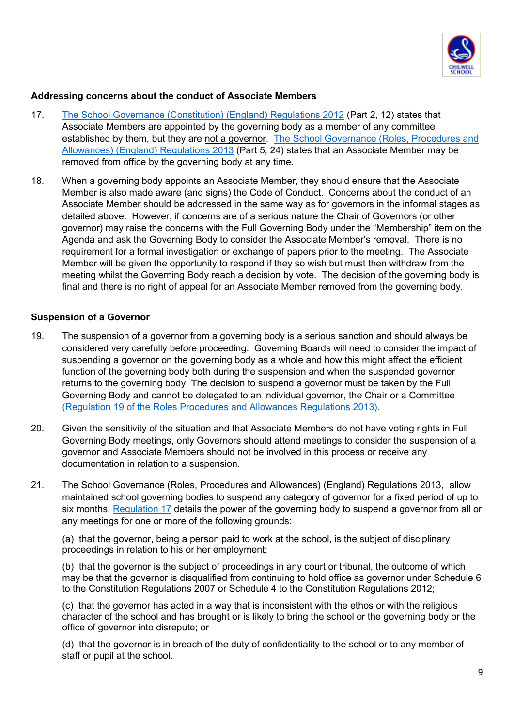### Addressing concerns about the conduct of Associate Members

17. The School Governance (Constitution) (England) Regulations 2012 (Part 2, 12) states that Associate Members are appointed by the governing body as a member of any committee established by them, but they are not a governor. The School Governance (Roles, Procedures and Allowances) (England) Regulations 2013 (Part 5, 24) states that an Associate Member may be removed from office by the governing body at any time.

18. When a governing body appoints an Associate Member, they should ensure that the Associate Member is also made aware (and signs) the Code of Conduct. Concerns about the conduct of an Associate Member should be addressed in the same way as for governors in the informal stages as detailed above. However, if concerns are of a serious nature the Chair of Governors (or other governor) may raise the concerns with the Full Governing Body under the "Membership" item on the Agenda and ask the Governing Body to consider the Associate Member's removal. There is no requirement for a formal investigation or exchange of papers prior to the meeting. The Associate Member will be given the opportunity to respond if they so wish but must then withdraw from the meeting whilst the Governing Body reach a decision by vote. The decision of the governing body is final and there is no right of appeal for an Associate Member removed from the governing body.

### Suspension of a Governor

19. The suspension of a governor from a governing body is a serious sanction and should always be considered very carefully before proceeding. Governing Boards will need to consider the impact of suspending a governor on the governing body as a whole and how this might affect the efficient function of the governing body both during the suspension and when the suspended governor returns to the governing body. The decision to suspend a governor must be taken by the Full Governing Body and cannot be delegated to an individual governor, the Chair or a Committee (Regulation 19 of the Roles Procedures and Allowances Regulations 2013).

20. Given the sensitivity of the situation and that Associate Members do not have voting rights in Full Governing Body meetings, only Governors should attend meetings to consider the suspension of a governor and Associate Members should not be involved in this process or receive any documentation in relation to a suspension.

21. The School Governance (Roles, Procedures and Allowances) (England) Regulations 2013, allow maintained school governing bodies to suspend any category of governor for a fixed period of up to six months. Regulation 17 details the power of the governing body to suspend a governor from all or any meetings for one or more of the following grounds:

    (a) that the governor, being a person paid to work at the school, is the subject of disciplinary proceedings in relation to his or her employment;

    (b) that the governor is the subject of proceedings in any court or tribunal, the outcome of which may be that the governor is disqualified from continuing to hold office as governor under Schedule 6 to the Constitution Regulations 2007 or Schedule 4 to the Constitution Regulations 2012;

    (c) that the governor has acted in a way that is inconsistent with the ethos or with the religious character of the school and has brought or is likely to bring the school or the governing body or the office of governor into disrepute; or

    (d) that the governor is in breach of the duty of confidentiality to the school or to any member of staff or pupil at the school.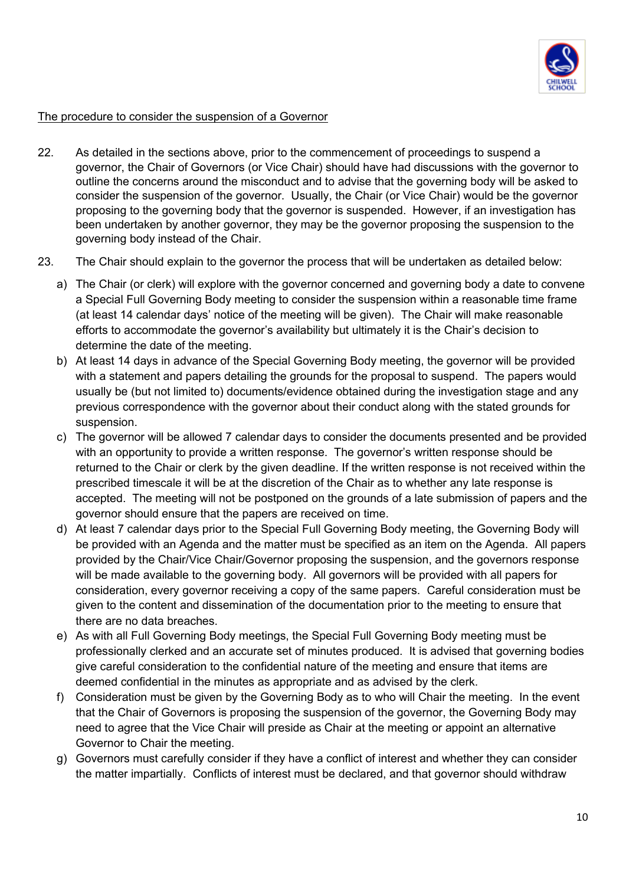<u>The procedure to consider the suspension of a Governor</u>

22. As detailed in the sections above, prior to the commencement of proceedings to suspend a governor, the Chair of Governors (or Vice Chair) should have had discussions with the governor to outline the concerns around the misconduct and to advise that the governing body will be asked to consider the suspension of the governor. Usually, the Chair (or Vice Chair) would be the governor proposing to the governing body that the governor is suspended. However, if an investigation has been undertaken by another governor, they may be the governor proposing the suspension to the governing body instead of the Chair.

23. The Chair should explain to the governor the process that will be undertaken as detailed below:

    a) The Chair (or clerk) will explore with the governor concerned and governing body a date to convene a Special Full Governing Body meeting to consider the suspension within a reasonable time frame (at least 14 calendar days' notice of the meeting will be given). The Chair will make reasonable efforts to accommodate the governor's availability but ultimately it is the Chair's decision to determine the date of the meeting.

    b) At least 14 days in advance of the Special Governing Body meeting, the governor will be provided with a statement and papers detailing the grounds for the proposal to suspend. The papers would usually be (but not limited to) documents/evidence obtained during the investigation stage and any previous correspondence with the governor about their conduct along with the stated grounds for suspension.

    c) The governor will be allowed 7 calendar days to consider the documents presented and be provided with an opportunity to provide a written response. The governor's written response should be returned to the Chair or clerk by the given deadline. If the written response is not received within the prescribed timescale it will be at the discretion of the Chair as to whether any late response is accepted. The meeting will not be postponed on the grounds of a late submission of papers and the governor should ensure that the papers are received on time.

    d) At least 7 calendar days prior to the Special Full Governing Body meeting, the Governing Body will be provided with an Agenda and the matter must be specified as an item on the Agenda. All papers provided by the Chair/Vice Chair/Governor proposing the suspension, and the governors response will be made available to the governing body. All governors will be provided with all papers for consideration, every governor receiving a copy of the same papers. Careful consideration must be given to the content and dissemination of the documentation prior to the meeting to ensure that there are no data breaches.

    e) As with all Full Governing Body meetings, the Special Full Governing Body meeting must be professionally clerked and an accurate set of minutes produced. It is advised that governing bodies give careful consideration to the confidential nature of the meeting and ensure that items are deemed confidential in the minutes as appropriate and as advised by the clerk.

    f) Consideration must be given by the Governing Body as to who will Chair the meeting. In the event that the Chair of Governors is proposing the suspension of the governor, the Governing Body may need to agree that the Vice Chair will preside as Chair at the meeting or appoint an alternative Governor to Chair the meeting.

    g) Governors must carefully consider if they have a conflict of interest and whether they can consider the matter impartially. Conflicts of interest must be declared, and that governor should withdraw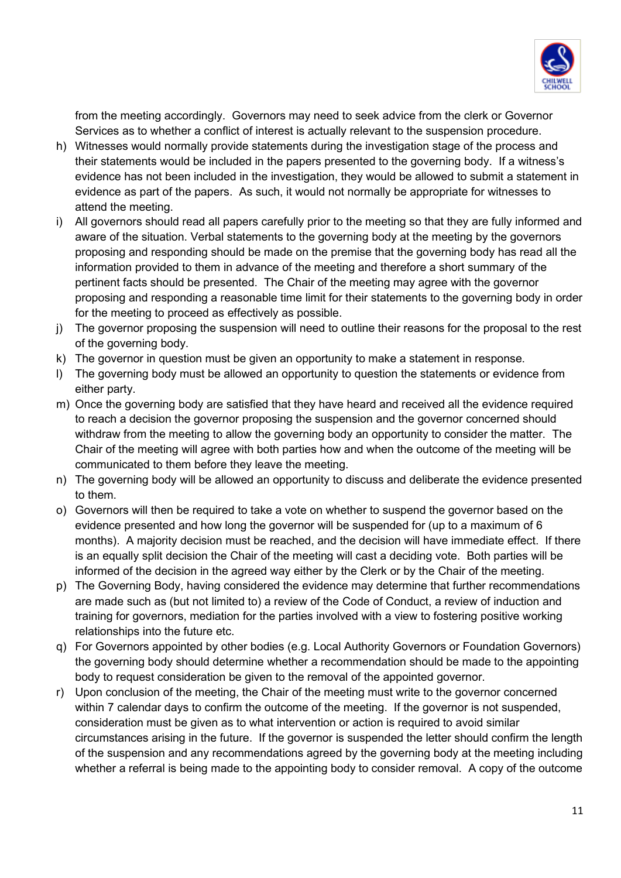from the meeting accordingly. Governors may need to seek advice from the clerk or Governor Services as to whether a conflict of interest is actually relevant to the suspension procedure.

h) Witnesses would normally provide statements during the investigation stage of the process and their statements would be included in the papers presented to the governing body. If a witness's evidence has not been included in the investigation, they would be allowed to submit a statement in evidence as part of the papers. As such, it would not normally be appropriate for witnesses to attend the meeting.

i) All governors should read all papers carefully prior to the meeting so that they are fully informed and aware of the situation. Verbal statements to the governing body at the meeting by the governors proposing and responding should be made on the premise that the governing body has read all the information provided to them in advance of the meeting and therefore a short summary of the pertinent facts should be presented. The Chair of the meeting may agree with the governor proposing and responding a reasonable time limit for their statements to the governing body in order for the meeting to proceed as effectively as possible.

j) The governor proposing the suspension will need to outline their reasons for the proposal to the rest of the governing body.

k) The governor in question must be given an opportunity to make a statement in response.

l) The governing body must be allowed an opportunity to question the statements or evidence from either party.

m) Once the governing body are satisfied that they have heard and received all the evidence required to reach a decision the governor proposing the suspension and the governor concerned should withdraw from the meeting to allow the governing body an opportunity to consider the matter. The Chair of the meeting will agree with both parties how and when the outcome of the meeting will be communicated to them before they leave the meeting.

n) The governing body will be allowed an opportunity to discuss and deliberate the evidence presented to them.

o) Governors will then be required to take a vote on whether to suspend the governor based on the evidence presented and how long the governor will be suspended for (up to a maximum of 6 months). A majority decision must be reached, and the decision will have immediate effect. If there is an equally split decision the Chair of the meeting will cast a deciding vote. Both parties will be informed of the decision in the agreed way either by the Clerk or by the Chair of the meeting.

p) The Governing Body, having considered the evidence may determine that further recommendations are made such as (but not limited to) a review of the Code of Conduct, a review of induction and training for governors, mediation for the parties involved with a view to fostering positive working relationships into the future etc.

q) For Governors appointed by other bodies (e.g. Local Authority Governors or Foundation Governors) the governing body should determine whether a recommendation should be made to the appointing body to request consideration be given to the removal of the appointed governor.

r) Upon conclusion of the meeting, the Chair of the meeting must write to the governor concerned within 7 calendar days to confirm the outcome of the meeting. If the governor is not suspended, consideration must be given as to what intervention or action is required to avoid similar circumstances arising in the future. If the governor is suspended the letter should confirm the length of the suspension and any recommendations agreed by the governing body at the meeting including whether a referral is being made to the appointing body to consider removal. A copy of the outcome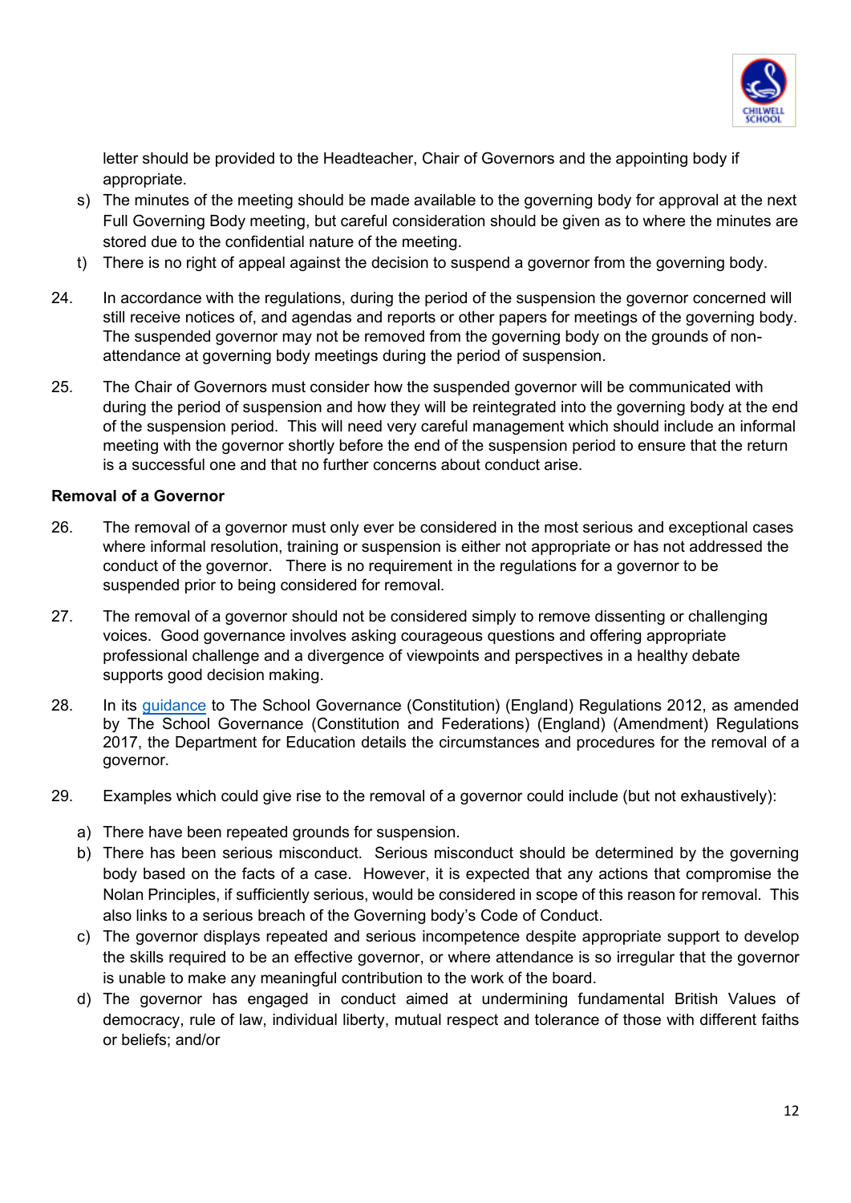letter should be provided to the Headteacher, Chair of Governors and the appointing body if appropriate.

s) The minutes of the meeting should be made available to the governing body for approval at the next Full Governing Body meeting, but careful consideration should be given as to where the minutes are stored due to the confidential nature of the meeting.

t) There is no right of appeal against the decision to suspend a governor from the governing body.

24. In accordance with the regulations, during the period of the suspension the governor concerned will still receive notices of, and agendas and reports or other papers for meetings of the governing body. The suspended governor may not be removed from the governing body on the grounds of non-attendance at governing body meetings during the period of suspension.

25. The Chair of Governors must consider how the suspended governor will be communicated with during the period of suspension and how they will be reintegrated into the governing body at the end of the suspension period. This will need very careful management which should include an informal meeting with the governor shortly before the end of the suspension period to ensure that the return is a successful one and that no further concerns about conduct arise.

**Removal of a Governor**

26. The removal of a governor must only ever be considered in the most serious and exceptional cases where informal resolution, training or suspension is either not appropriate or has not addressed the conduct of the governor. There is no requirement in the regulations for a governor to be suspended prior to being considered for removal.

27. The removal of a governor should not be considered simply to remove dissenting or challenging voices. Good governance involves asking courageous questions and offering appropriate professional challenge and a divergence of viewpoints and perspectives in a healthy debate supports good decision making.

28. In its guidance to The School Governance (Constitution) (England) Regulations 2012, as amended by The School Governance (Constitution and Federations) (England) (Amendment) Regulations 2017, the Department for Education details the circumstances and procedures for the removal of a governor.

29. Examples which could give rise to the removal of a governor could include (but not exhaustively):

a) There have been repeated grounds for suspension.

b) There has been serious misconduct. Serious misconduct should be determined by the governing body based on the facts of a case. However, it is expected that any actions that compromise the Nolan Principles, if sufficiently serious, would be considered in scope of this reason for removal. This also links to a serious breach of the Governing body's Code of Conduct.

c) The governor displays repeated and serious incompetence despite appropriate support to develop the skills required to be an effective governor, or where attendance is so irregular that the governor is unable to make any meaningful contribution to the work of the board.

d) The governor has engaged in conduct aimed at undermining fundamental British Values of democracy, rule of law, individual liberty, mutual respect and tolerance of those with different faiths or beliefs; and/or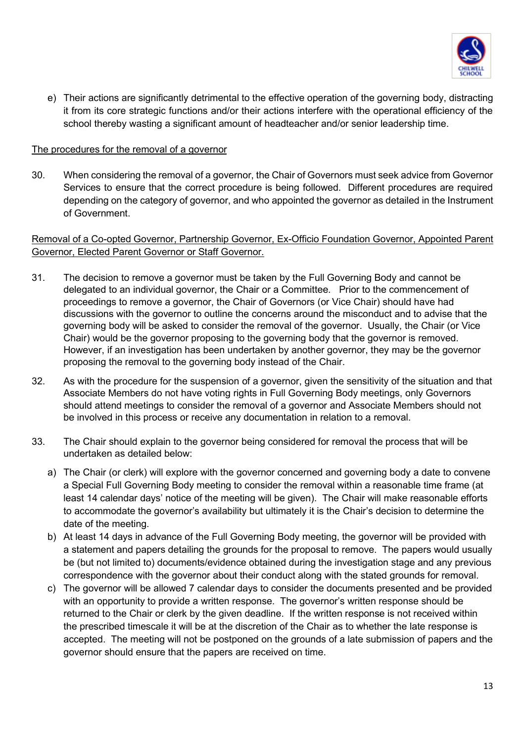e) Their actions are significantly detrimental to the effective operation of the governing body, distracting it from its core strategic functions and/or their actions interfere with the operational efficiency of the school thereby wasting a significant amount of headteacher and/or senior leadership time.

The procedures for the removal of a governor

30. When considering the removal of a governor, the Chair of Governors must seek advice from Governor Services to ensure that the correct procedure is being followed. Different procedures are required depending on the category of governor, and who appointed the governor as detailed in the Instrument of Government.

Removal of a Co-opted Governor, Partnership Governor, Ex-Officio Foundation Governor, Appointed Parent Governor, Elected Parent Governor or Staff Governor.

31. The decision to remove a governor must be taken by the Full Governing Body and cannot be delegated to an individual governor, the Chair or a Committee. Prior to the commencement of proceedings to remove a governor, the Chair of Governors (or Vice Chair) should have had discussions with the governor to outline the concerns around the misconduct and to advise that the governing body will be asked to consider the removal of the governor. Usually, the Chair (or Vice Chair) would be the governor proposing to the governing body that the governor is removed. However, if an investigation has been undertaken by another governor, they may be the governor proposing the removal to the governing body instead of the Chair.

32. As with the procedure for the suspension of a governor, given the sensitivity of the situation and that Associate Members do not have voting rights in Full Governing Body meetings, only Governors should attend meetings to consider the removal of a governor and Associate Members should not be involved in this process or receive any documentation in relation to a removal.

33. The Chair should explain to the governor being considered for removal the process that will be undertaken as detailed below:

   a) The Chair (or clerk) will explore with the governor concerned and governing body a date to convene a Special Full Governing Body meeting to consider the removal within a reasonable time frame (at least 14 calendar days' notice of the meeting will be given). The Chair will make reasonable efforts to accommodate the governor's availability but ultimately it is the Chair's decision to determine the date of the meeting.
   b) At least 14 days in advance of the Full Governing Body meeting, the governor will be provided with a statement and papers detailing the grounds for the proposal to remove. The papers would usually be (but not limited to) documents/evidence obtained during the investigation stage and any previous correspondence with the governor about their conduct along with the stated grounds for removal.
   c) The governor will be allowed 7 calendar days to consider the documents presented and be provided with an opportunity to provide a written response. The governor's written response should be returned to the Chair or clerk by the given deadline. If the written response is not received within the prescribed timescale it will be at the discretion of the Chair as to whether the late response is accepted. The meeting will not be postponed on the grounds of a late submission of papers and the governor should ensure that the papers are received on time.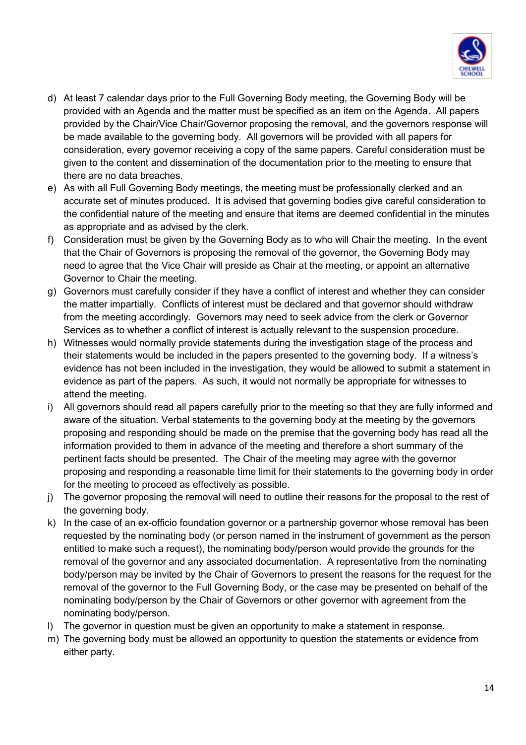d) At least 7 calendar days prior to the Full Governing Body meeting, the Governing Body will be provided with an Agenda and the matter must be specified as an item on the Agenda. All papers provided by the Chair/Vice Chair/Governor proposing the removal, and the governors response will be made available to the governing body. All governors will be provided with all papers for consideration, every governor receiving a copy of the same papers. Careful consideration must be given to the content and dissemination of the documentation prior to the meeting to ensure that there are no data breaches.
e) As with all Full Governing Body meetings, the meeting must be professionally clerked and an accurate set of minutes produced. It is advised that governing bodies give careful consideration to the confidential nature of the meeting and ensure that items are deemed confidential in the minutes as appropriate and as advised by the clerk.
f) Consideration must be given by the Governing Body as to who will Chair the meeting. In the event that the Chair of Governors is proposing the removal of the governor, the Governing Body may need to agree that the Vice Chair will preside as Chair at the meeting, or appoint an alternative Governor to Chair the meeting.
g) Governors must carefully consider if they have a conflict of interest and whether they can consider the matter impartially. Conflicts of interest must be declared and that governor should withdraw from the meeting accordingly. Governors may need to seek advice from the clerk or Governor Services as to whether a conflict of interest is actually relevant to the suspension procedure.
h) Witnesses would normally provide statements during the investigation stage of the process and their statements would be included in the papers presented to the governing body. If a witness's evidence has not been included in the investigation, they would be allowed to submit a statement in evidence as part of the papers. As such, it would not normally be appropriate for witnesses to attend the meeting.
i) All governors should read all papers carefully prior to the meeting so that they are fully informed and aware of the situation. Verbal statements to the governing body at the meeting by the governors proposing and responding should be made on the premise that the governing body has read all the information provided to them in advance of the meeting and therefore a short summary of the pertinent facts should be presented. The Chair of the meeting may agree with the governor proposing and responding a reasonable time limit for their statements to the governing body in order for the meeting to proceed as effectively as possible.
j) The governor proposing the removal will need to outline their reasons for the proposal to the rest of the governing body.
k) In the case of an ex-officio foundation governor or a partnership governor whose removal has been requested by the nominating body (or person named in the instrument of government as the person entitled to make such a request), the nominating body/person would provide the grounds for the removal of the governor and any associated documentation. A representative from the nominating body/person may be invited by the Chair of Governors to present the reasons for the request for the removal of the governor to the Full Governing Body, or the case may be presented on behalf of the nominating body/person by the Chair of Governors or other governor with agreement from the nominating body/person.
l) The governor in question must be given an opportunity to make a statement in response.
m) The governing body must be allowed an opportunity to question the statements or evidence from either party.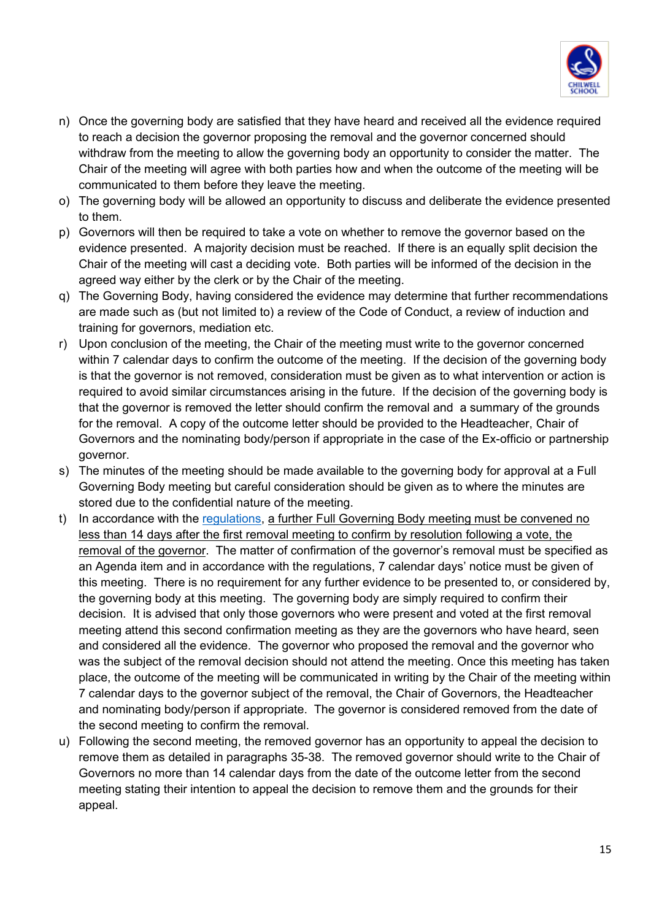n) Once the governing body are satisfied that they have heard and received all the evidence required to reach a decision the governor proposing the removal and the governor concerned should withdraw from the meeting to allow the governing body an opportunity to consider the matter. The Chair of the meeting will agree with both parties how and when the outcome of the meeting will be communicated to them before they leave the meeting.
o) The governing body will be allowed an opportunity to discuss and deliberate the evidence presented to them.
p) Governors will then be required to take a vote on whether to remove the governor based on the evidence presented. A majority decision must be reached. If there is an equally split decision the Chair of the meeting will cast a deciding vote. Both parties will be informed of the decision in the agreed way either by the clerk or by the Chair of the meeting.
q) The Governing Body, having considered the evidence may determine that further recommendations are made such as (but not limited to) a review of the Code of Conduct, a review of induction and training for governors, mediation etc.
r) Upon conclusion of the meeting, the Chair of the meeting must write to the governor concerned within 7 calendar days to confirm the outcome of the meeting. If the decision of the governing body is that the governor is not removed, consideration must be given as to what intervention or action is required to avoid similar circumstances arising in the future. If the decision of the governing body is that the governor is removed the letter should confirm the removal and a summary of the grounds for the removal. A copy of the outcome letter should be provided to the Headteacher, Chair of Governors and the nominating body/person if appropriate in the case of the Ex-officio or partnership governor.
s) The minutes of the meeting should be made available to the governing body for approval at a Full Governing Body meeting but careful consideration should be given as to where the minutes are stored due to the confidential nature of the meeting.
t) In accordance with the regulations, <u>a further Full Governing Body meeting must be convened no less than 14 days after the first removal meeting to confirm by resolution following a vote, the removal of the governor</u>. The matter of confirmation of the governor's removal must be specified as an Agenda item and in accordance with the regulations, 7 calendar days' notice must be given of this meeting. There is no requirement for any further evidence to be presented to, or considered by, the governing body at this meeting. The governing body are simply required to confirm their decision. It is advised that only those governors who were present and voted at the first removal meeting attend this second confirmation meeting as they are the governors who have heard, seen and considered all the evidence. The governor who proposed the removal and the governor who was the subject of the removal decision should not attend the meeting. Once this meeting has taken place, the outcome of the meeting will be communicated in writing by the Chair of the meeting within 7 calendar days to the governor subject of the removal, the Chair of Governors, the Headteacher and nominating body/person if appropriate. The governor is considered removed from the date of the second meeting to confirm the removal.
u) Following the second meeting, the removed governor has an opportunity to appeal the decision to remove them as detailed in paragraphs 35-38. The removed governor should write to the Chair of Governors no more than 14 calendar days from the date of the outcome letter from the second meeting stating their intention to appeal the decision to remove them and the grounds for their appeal.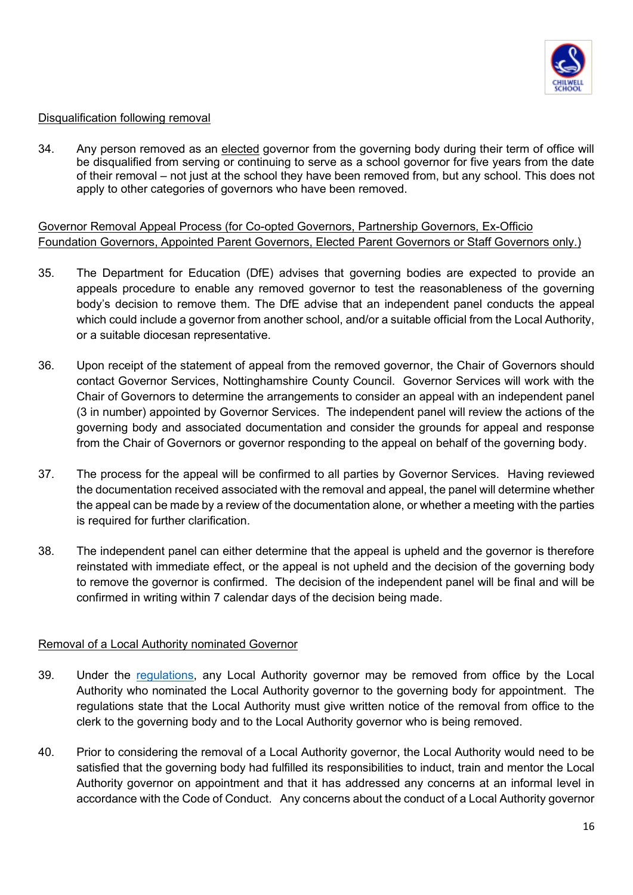Disqualification following removal

34. Any person removed as an elected governor from the governing body during their term of office will be disqualified from serving or continuing to serve as a school governor for five years from the date of their removal – not just at the school they have been removed from, but any school. This does not apply to other categories of governors who have been removed.

Governor Removal Appeal Process (for Co-opted Governors, Partnership Governors, Ex-Officio Foundation Governors, Appointed Parent Governors, Elected Parent Governors or Staff Governors only.)

35. The Department for Education (DfE) advises that governing bodies are expected to provide an appeals procedure to enable any removed governor to test the reasonableness of the governing body's decision to remove them. The DfE advise that an independent panel conducts the appeal which could include a governor from another school, and/or a suitable official from the Local Authority, or a suitable diocesan representative.

36. Upon receipt of the statement of appeal from the removed governor, the Chair of Governors should contact Governor Services, Nottinghamshire County Council. Governor Services will work with the Chair of Governors to determine the arrangements to consider an appeal with an independent panel (3 in number) appointed by Governor Services. The independent panel will review the actions of the governing body and associated documentation and consider the grounds for appeal and response from the Chair of Governors or governor responding to the appeal on behalf of the governing body.

37. The process for the appeal will be confirmed to all parties by Governor Services. Having reviewed the documentation received associated with the removal and appeal, the panel will determine whether the appeal can be made by a review of the documentation alone, or whether a meeting with the parties is required for further clarification.

38. The independent panel can either determine that the appeal is upheld and the governor is therefore reinstated with immediate effect, or the appeal is not upheld and the decision of the governing body to remove the governor is confirmed. The decision of the independent panel will be final and will be confirmed in writing within 7 calendar days of the decision being made.

Removal of a Local Authority nominated Governor

39. Under the regulations, any Local Authority governor may be removed from office by the Local Authority who nominated the Local Authority governor to the governing body for appointment. The regulations state that the Local Authority must give written notice of the removal from office to the clerk to the governing body and to the Local Authority governor who is being removed.

40. Prior to considering the removal of a Local Authority governor, the Local Authority would need to be satisfied that the governing body had fulfilled its responsibilities to induct, train and mentor the Local Authority governor on appointment and that it has addressed any concerns at an informal level in accordance with the Code of Conduct. Any concerns about the conduct of a Local Authority governor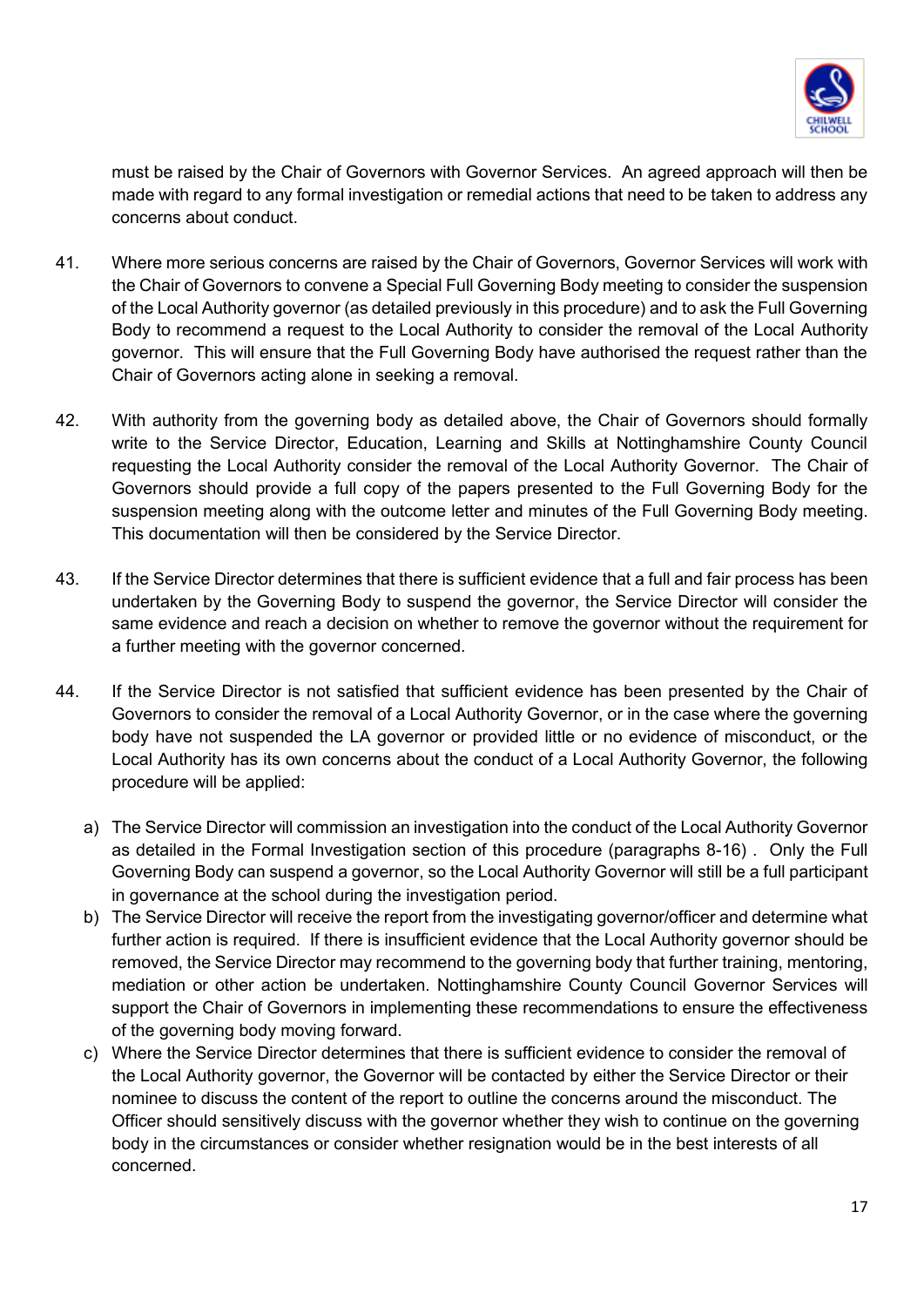must be raised by the Chair of Governors with Governor Services. An agreed approach will then be made with regard to any formal investigation or remedial actions that need to be taken to address any concerns about conduct.

41. Where more serious concerns are raised by the Chair of Governors, Governor Services will work with the Chair of Governors to convene a Special Full Governing Body meeting to consider the suspension of the Local Authority governor (as detailed previously in this procedure) and to ask the Full Governing Body to recommend a request to the Local Authority to consider the removal of the Local Authority governor. This will ensure that the Full Governing Body have authorised the request rather than the Chair of Governors acting alone in seeking a removal.

42. With authority from the governing body as detailed above, the Chair of Governors should formally write to the Service Director, Education, Learning and Skills at Nottinghamshire County Council requesting the Local Authority consider the removal of the Local Authority Governor. The Chair of Governors should provide a full copy of the papers presented to the Full Governing Body for the suspension meeting along with the outcome letter and minutes of the Full Governing Body meeting. This documentation will then be considered by the Service Director.

43. If the Service Director determines that there is sufficient evidence that a full and fair process has been undertaken by the Governing Body to suspend the governor, the Service Director will consider the same evidence and reach a decision on whether to remove the governor without the requirement for a further meeting with the governor concerned.

44. If the Service Director is not satisfied that sufficient evidence has been presented by the Chair of Governors to consider the removal of a Local Authority Governor, or in the case where the governing body have not suspended the LA governor or provided little or no evidence of misconduct, or the Local Authority has its own concerns about the conduct of a Local Authority Governor, the following procedure will be applied:

   a) The Service Director will commission an investigation into the conduct of the Local Authority Governor as detailed in the Formal Investigation section of this procedure (paragraphs 8-16) . Only the Full Governing Body can suspend a governor, so the Local Authority Governor will still be a full participant in governance at the school during the investigation period.
   b) The Service Director will receive the report from the investigating governor/officer and determine what further action is required. If there is insufficient evidence that the Local Authority governor should be removed, the Service Director may recommend to the governing body that further training, mentoring, mediation or other action be undertaken. Nottinghamshire County Council Governor Services will support the Chair of Governors in implementing these recommendations to ensure the effectiveness of the governing body moving forward.
   c) Where the Service Director determines that there is sufficient evidence to consider the removal of the Local Authority governor, the Governor will be contacted by either the Service Director or their nominee to discuss the content of the report to outline the concerns around the misconduct. The Officer should sensitively discuss with the governor whether they wish to continue on the governing body in the circumstances or consider whether resignation would be in the best interests of all concerned.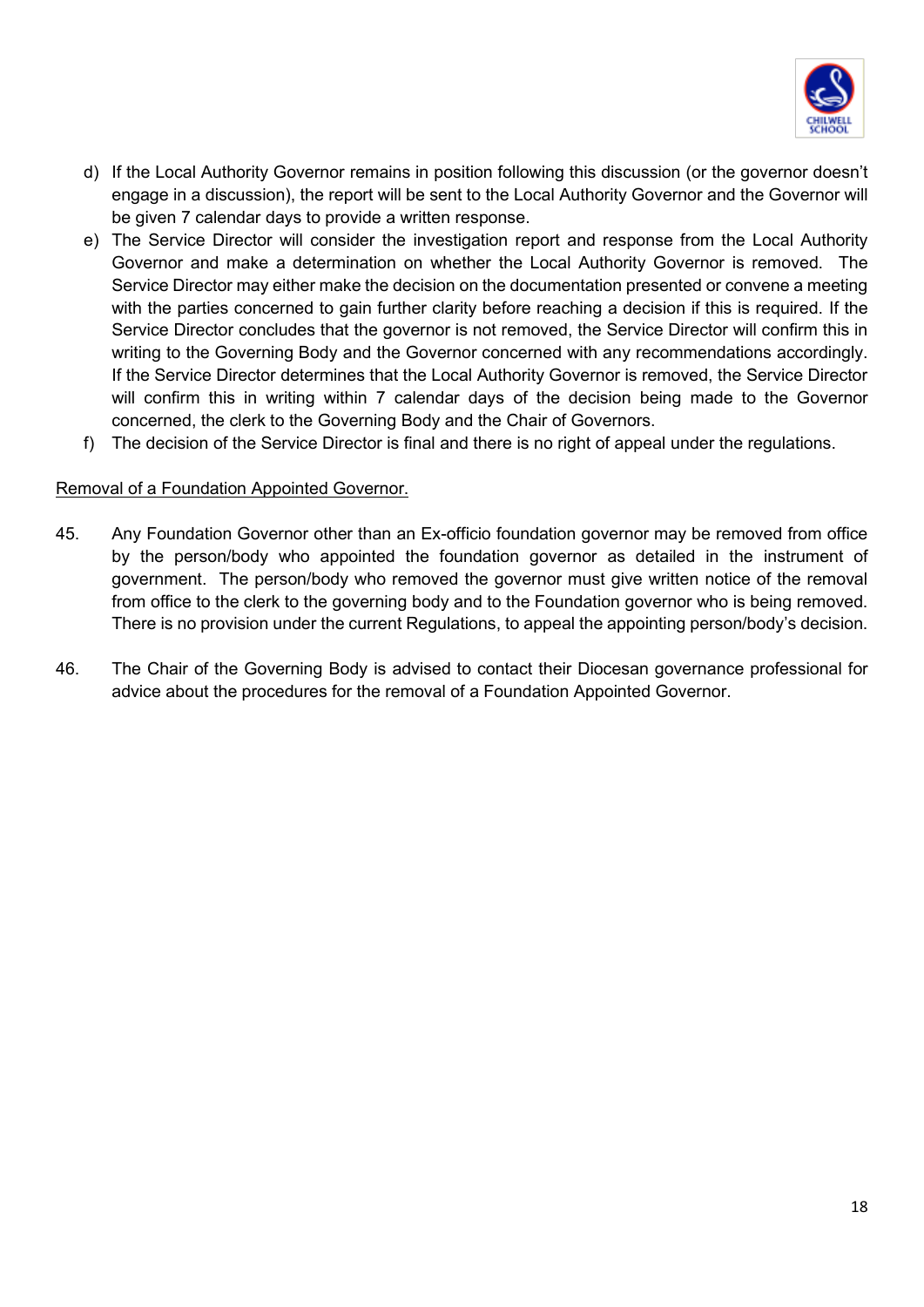d) If the Local Authority Governor remains in position following this discussion (or the governor doesn't engage in a discussion), the report will be sent to the Local Authority Governor and the Governor will be given 7 calendar days to provide a written response.

e) The Service Director will consider the investigation report and response from the Local Authority Governor and make a determination on whether the Local Authority Governor is removed. The Service Director may either make the decision on the documentation presented or convene a meeting with the parties concerned to gain further clarity before reaching a decision if this is required. If the Service Director concludes that the governor is not removed, the Service Director will confirm this in writing to the Governing Body and the Governor concerned with any recommendations accordingly. If the Service Director determines that the Local Authority Governor is removed, the Service Director will confirm this in writing within 7 calendar days of the decision being made to the Governor concerned, the clerk to the Governing Body and the Chair of Governors.

f) The decision of the Service Director is final and there is no right of appeal under the regulations.

<u>Removal of a Foundation Appointed Governor.</u>

45. Any Foundation Governor other than an Ex-officio foundation governor may be removed from office by the person/body who appointed the foundation governor as detailed in the instrument of government. The person/body who removed the governor must give written notice of the removal from office to the clerk to the governing body and to the Foundation governor who is being removed. There is no provision under the current Regulations, to appeal the appointing person/body's decision.

46. The Chair of the Governing Body is advised to contact their Diocesan governance professional for advice about the procedures for the removal of a Foundation Appointed Governor.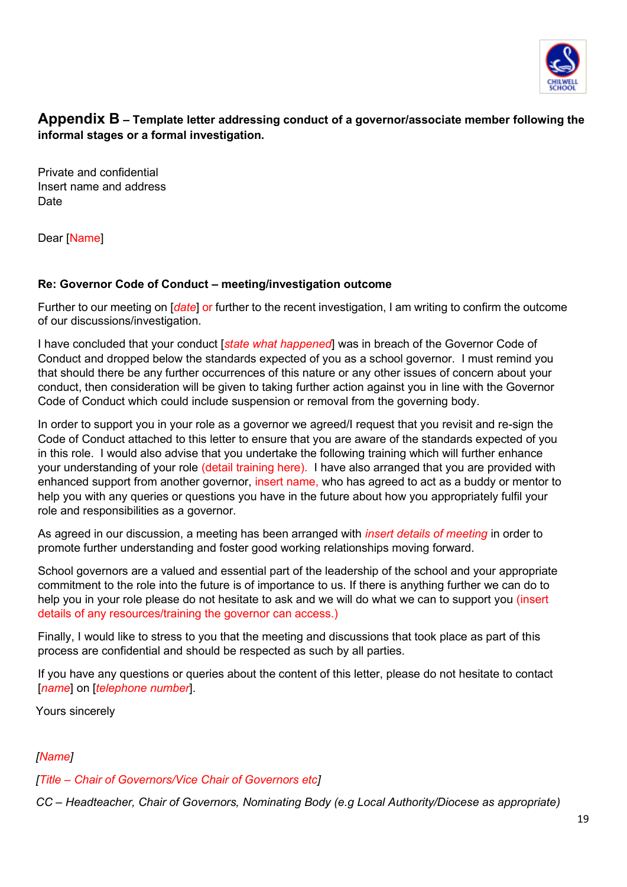## **Appendix B** – Template letter addressing conduct of a governor/associate member following the informal stages or a formal investigation.

Private and confidential
Insert name and address
Date

Dear [Name]

**Re: Governor Code of Conduct – meeting/investigation outcome**

Further to our meeting on [*date*] or further to the recent investigation, I am writing to confirm the outcome of our discussions/investigation.

I have concluded that your conduct [*state what happened*] was in breach of the Governor Code of Conduct and dropped below the standards expected of you as a school governor. I must remind you that should there be any further occurrences of this nature or any other issues of concern about your conduct, then consideration will be given to taking further action against you in line with the Governor Code of Conduct which could include suspension or removal from the governing body.

In order to support you in your role as a governor we agreed/I request that you revisit and re-sign the Code of Conduct attached to this letter to ensure that you are aware of the standards expected of you in this role. I would also advise that you undertake the following training which will further enhance your understanding of your role (detail training here). I have also arranged that you are provided with enhanced support from another governor, insert name, who has agreed to act as a buddy or mentor to help you with any queries or questions you have in the future about how you appropriately fulfil your role and responsibilities as a governor.

As agreed in our discussion, a meeting has been arranged with *insert details of meeting* in order to promote further understanding and foster good working relationships moving forward.

School governors are a valued and essential part of the leadership of the school and your appropriate commitment to the role into the future is of importance to us. If there is anything further we can do to help you in your role please do not hesitate to ask and we will do what we can to support you (insert details of any resources/training the governor can access.)

Finally, I would like to stress to you that the meeting and discussions that took place as part of this process are confidential and should be respected as such by all parties.

If you have any questions or queries about the content of this letter, please do not hesitate to contact [*name*] on [*telephone number*].

Yours sincerely

*[Name]*

*[Title – Chair of Governors/Vice Chair of Governors etc]*

*CC – Headteacher, Chair of Governors, Nominating Body (e.g Local Authority/Diocese as appropriate)*